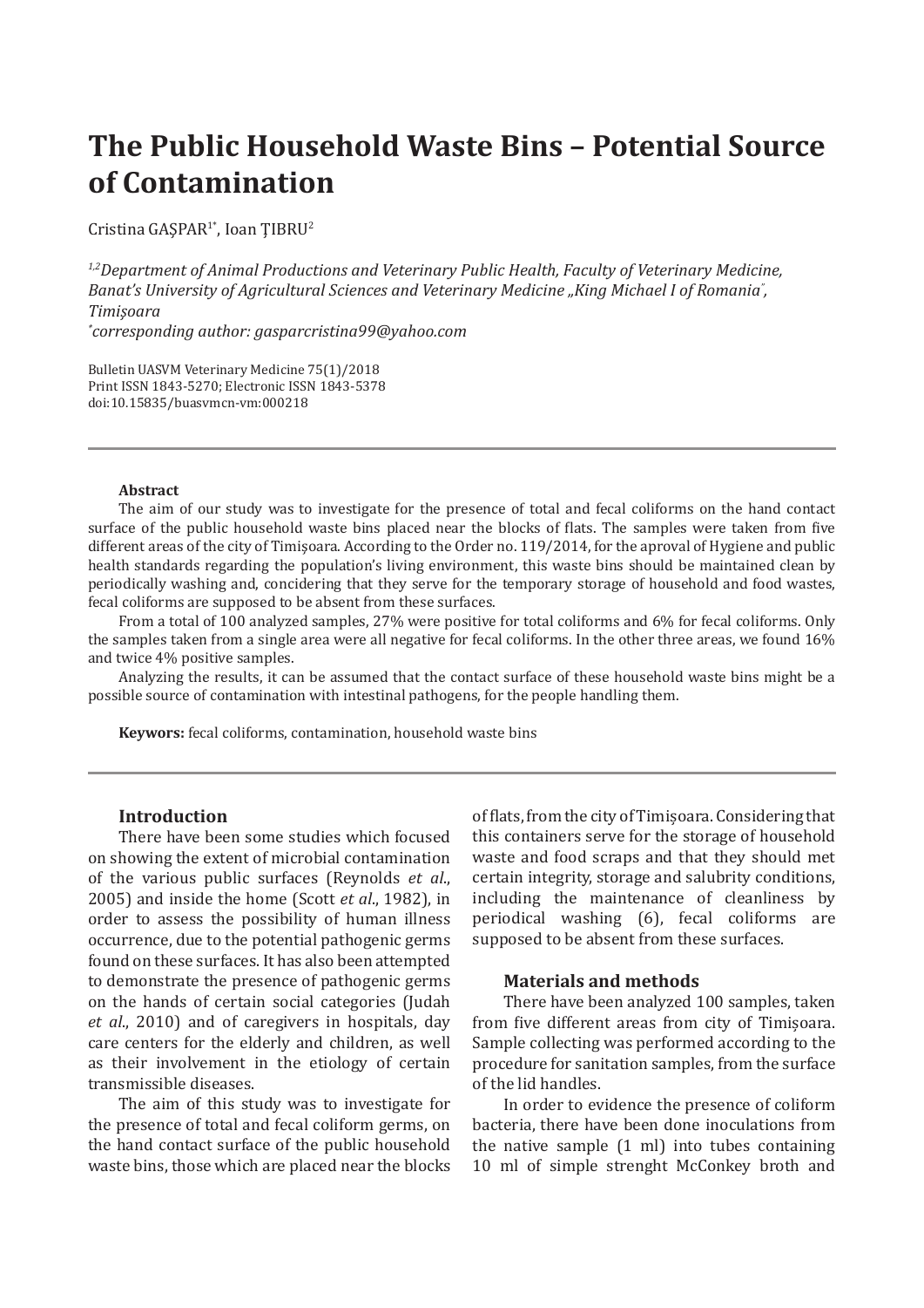# The Public Household Waste Bins – Potential Source of Contamination

Cristina GAŞPAR[1*], Ioan ŢIBRU[2]

*[1,2]Department of Animal Productions and Veterinary Public Health, Faculty of Veterinary Medicine, Banat's University of Agricultural Sciences and Veterinary Medicine „King Michael I of Romania", Timişoara*
*[*]corresponding author: gasparcristina99@yahoo.com*

Bulletin UASVM Veterinary Medicine 75(1)/2018
Print ISSN 1843-5270; Electronic ISSN 1843-5378
doi:10.15835/buasvmcn-vm:000218

**Abstract**

The aim of our study was to investigate for the presence of total and fecal coliforms on the hand contact surface of the public household waste bins placed near the blocks of flats. The samples were taken from five different areas of the city of Timişoara. According to the Order no. 119/2014, for the aproval of Hygiene and public health standards regarding the population's living environment, this waste bins should be maintained clean by periodically washing and, concidering that they serve for the temporary storage of household and food wastes, fecal coliforms are supposed to be absent from these surfaces.

From a total of 100 analyzed samples, 27% were positive for total coliforms and 6% for fecal coliforms. Only the samples taken from a single area were all negative for fecal coliforms. In the other three areas, we found 16% and twice 4% positive samples.

Analyzing the results, it can be assumed that the contact surface of these household waste bins might be a possible source of contamination with intestinal pathogens, for the people handling them.

**Keywors:** fecal coliforms, contamination, household waste bins

## Introduction

There have been some studies which focused on showing the extent of microbial contamination of the various public surfaces (Reynolds *et al*., 2005) and inside the home (Scott *et al*., 1982), in order to assess the possibility of human illness occurrence, due to the potential pathogenic germs found on these surfaces. It has also been attempted to demonstrate the presence of pathogenic germs on the hands of certain social categories (Judah *et al*., 2010) and of caregivers in hospitals, day care centers for the elderly and children, as well as their involvement in the etiology of certain transmissible diseases.

The aim of this study was to investigate for the presence of total and fecal coliform germs, on the hand contact surface of the public household waste bins, those which are placed near the blocks of flats, from the city of Timișoara. Considering that this containers serve for the storage of household waste and food scraps and that they should met certain integrity, storage and salubrity conditions, including the maintenance of cleanliness by periodical washing (6), fecal coliforms are supposed to be absent from these surfaces.

## Materials and methods

There have been analyzed 100 samples, taken from five different areas from city of Timișoara. Sample collecting was performed according to the procedure for sanitation samples, from the surface of the lid handles.

In order to evidence the presence of coliform bacteria, there have been done inoculations from the native sample (1 ml) into tubes containing 10 ml of simple strenght McConkey broth and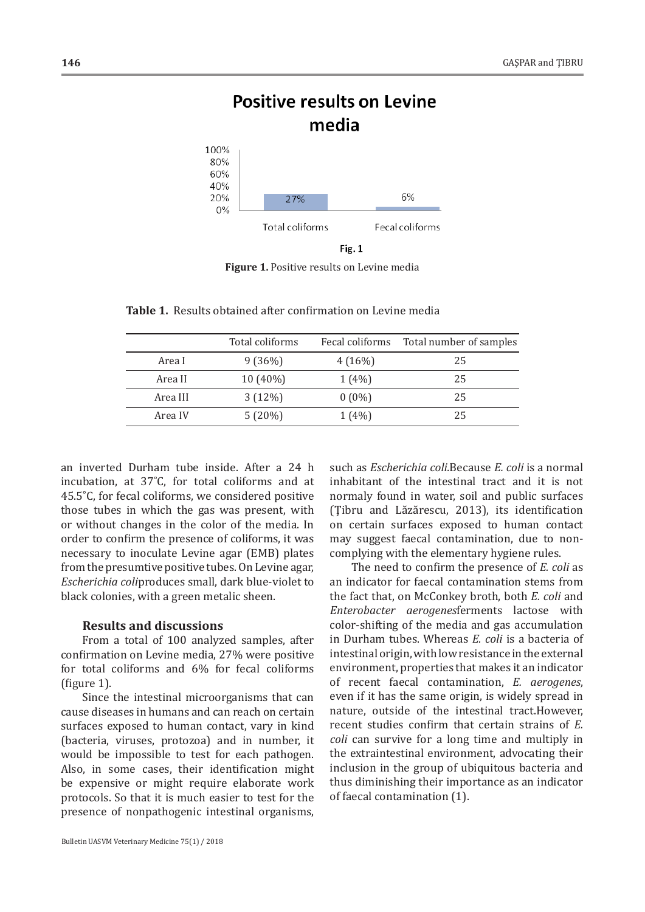Figure 1. Positive results on Levine media

**Table 1.** Results obtained after confirmation on Levine media

| | Total coliforms | Fecal coliforms | Total number of samples |
|---|---|---|---|
| Area I | 9 (36%) | 4 (16%) | 25 |
| Area II | 10 (40%) | 1 (4%) | 25 |
| Area III | 3 (12%) | 0 (0%) | 25 |
| Area IV | 5 (20%) | 1 (4%) | 25 |

an inverted Durham tube inside. After a 24 h incubation, at 37˚C, for total coliforms and at 45.5˚C, for fecal coliforms, we considered positive those tubes in which the gas was present, with or without changes in the color of the media. In order to confirm the presence of coliforms, it was necessary to inoculate Levine agar (EMB) plates from the presumtive positive tubes. On Levine agar, *Escherichia coli*produces small, dark blue-violet to black colonies, with a green metalic sheen.

### Results and discussions

From a total of 100 analyzed samples, after confirmation on Levine media, 27% were positive for total coliforms and 6% for fecal coliforms (figure 1).

Since the intestinal microorganisms that can cause diseases in humans and can reach on certain surfaces exposed to human contact, vary in kind (bacteria, viruses, protozoa) and in number, it would be impossible to test for each pathogen. Also, in some cases, their identification might be expensive or might require elaborate work protocols. So that it is much easier to test for the presence of nonpathogenic intestinal organisms, such as *Escherichia coli.*Because *E. coli* is a normal inhabitant of the intestinal tract and it is not normaly found in water, soil and public surfaces (Ţibru and Lăzărescu, 2013), its identification on certain surfaces exposed to human contact may suggest faecal contamination, due to non-complying with the elementary hygiene rules.

The need to confirm the presence of *E. coli* as an indicator for faecal contamination stems from the fact that, on McConkey broth, both *E. coli* and *Enterobacter aerogenes*ferments lactose with color-shifting of the media and gas accumulation in Durham tubes. Whereas *E. coli* is a bacteria of intestinal origin, with low resistance in the external environment, properties that makes it an indicator of recent faecal contamination, *E. aerogenes*, even if it has the same origin, is widely spread in nature, outside of the intestinal tract.However, recent studies confirm that certain strains of *E. coli* can survive for a long time and multiply in the extraintestinal environment, advocating their inclusion in the group of ubiquitous bacteria and thus diminishing their importance as an indicator of faecal contamination (1).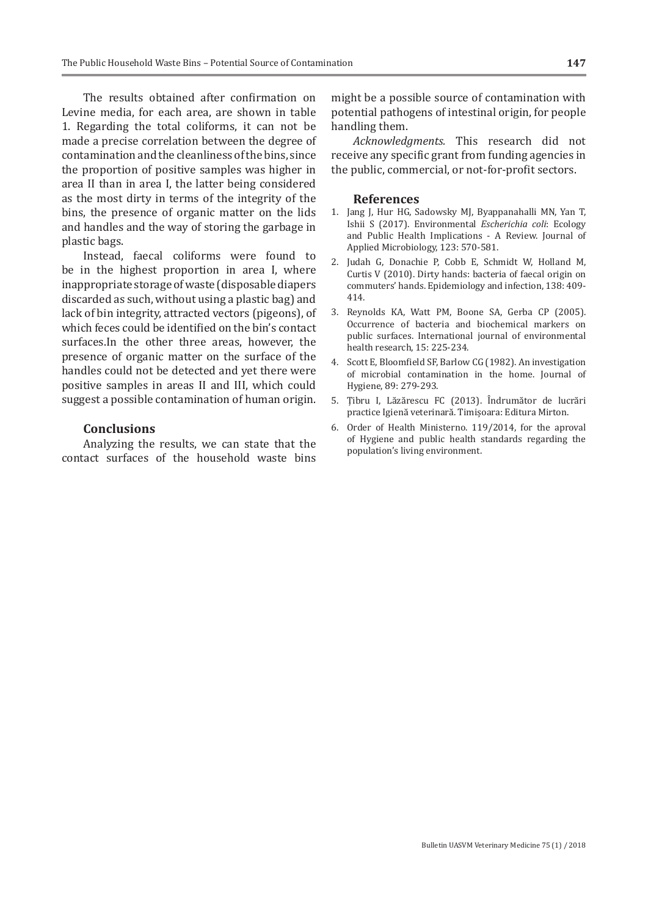The results obtained after confirmation on Levine media, for each area, are shown in table 1. Regarding the total coliforms, it can not be made a precise correlation between the degree of contamination and the cleanliness of the bins, since the proportion of positive samples was higher in area II than in area I, the latter being considered as the most dirty in terms of the integrity of the bins, the presence of organic matter on the lids and handles and the way of storing the garbage in plastic bags.

Instead, faecal coliforms were found to be in the highest proportion in area I, where inappropriate storage of waste (disposable diapers discarded as such, without using a plastic bag) and lack of bin integrity, attracted vectors (pigeons), of which feces could be identified on the bin's contact surfaces.In the other three areas, however, the presence of organic matter on the surface of the handles could not be detected and yet there were positive samples in areas II and III, which could suggest a possible contamination of human origin.

## Conclusions

Analyzing the results, we can state that the contact surfaces of the household waste bins might be a possible source of contamination with potential pathogens of intestinal origin, for people handling them.

*Acknowledgments.* This research did not receive any specific grant from funding agencies in the public, commercial, or not-for-profit sectors.

## References

1. Jang J, Hur HG, Sadowsky MJ, Byappanahalli MN, Yan T, Ishii S (2017). Environmental *Escherichia coli*: Ecology and Public Health Implications - A Review. Journal of Applied Microbiology, 123: 570-581.
2. Judah G, Donachie P, Cobb E, Schmidt W, Holland M, Curtis V (2010). Dirty hands: bacteria of faecal origin on commuters' hands. Epidemiology and infection, 138: 409-414.
3. Reynolds KA, Watt PM, Boone SA, Gerba CP (2005). Occurrence of bacteria and biochemical markers on public surfaces. International journal of environmental health research, 15: 225-234.
4. Scott E, Bloomfield SF, Barlow CG (1982). An investigation of microbial contamination in the home. Journal of Hygiene, 89: 279-293.
5. Țibru I, Lăzărescu FC (2013). Îndrumător de lucrări practice Igienă veterinară. Timișoara: Editura Mirton.
6. Order of Health Ministerno. 119/2014, for the aproval of Hygiene and public health standards regarding the population's living environment.